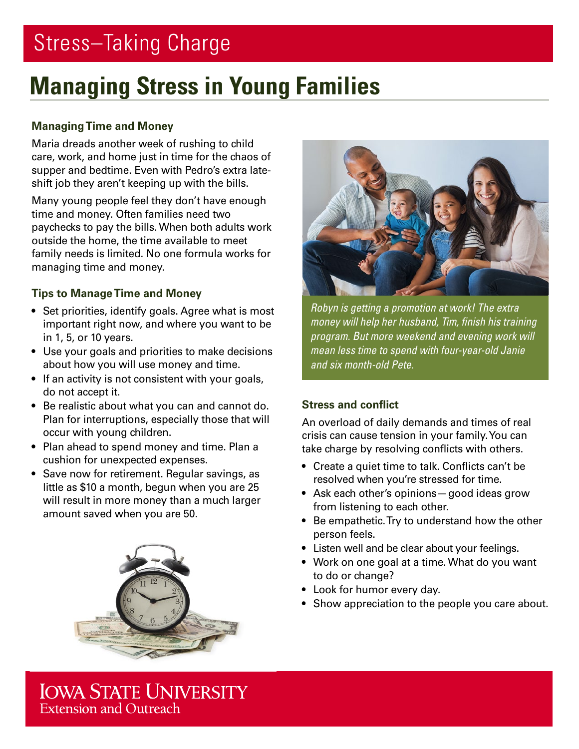# Stress–Taking Charge

## Managing Stress in Young Families

### Managing Time and Money

Maria dreads another week of rushing to child care, work, and home just in time for the chaos of supper and bedtime. Even with Pedro's extra late-shift job they aren't keeping up with the bills.

Many young people feel they don't have enough time and money. Often families need two paychecks to pay the bills. When both adults work outside the home, the time available to meet family needs is limited. No one formula works for managing time and money.

### Tips to Manage Time and Money

- Set priorities, identify goals. Agree what is most important right now, and where you want to be in 1, 5, or 10 years.
- Use your goals and priorities to make decisions about how you will use money and time.
- If an activity is not consistent with your goals, do not accept it.
- Be realistic about what you can and cannot do. Plan for interruptions, especially those that will occur with young children.
- Plan ahead to spend money and time. Plan a cushion for unexpected expenses.
- Save now for retirement. Regular savings, as little as $10 a month, begun when you are 25 will result in more money than a much larger amount saved when you are 50.

*Robyn is getting a promotion at work! The extra money will help her husband, Tim, finish his training program. But more weekend and evening work will mean less time to spend with four-year-old Janie and six month-old Pete.*

### Stress and conflict

An overload of daily demands and times of real crisis can cause tension in your family. You can take charge by resolving conflicts with others.

- Create a quiet time to talk. Conflicts can't be resolved when you're stressed for time.
- Ask each other's opinions — good ideas grow from listening to each other.
- Be empathetic. Try to understand how the other person feels.
- Listen well and be clear about your feelings.
- Work on one goal at a time. What do you want to do or change?
- Look for humor every day.
- Show appreciation to the people you care about.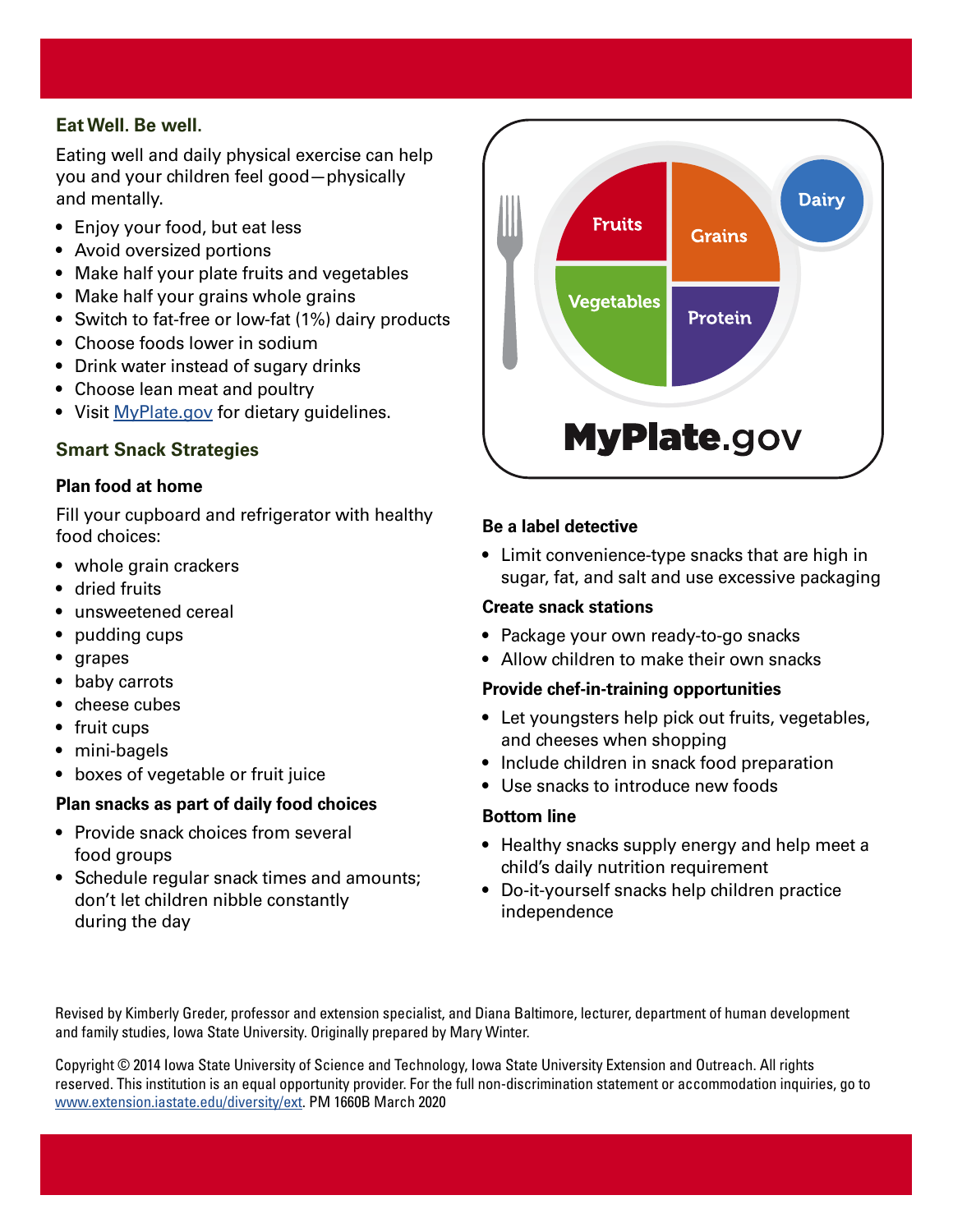## Eat Well. Be well.

Eating well and daily physical exercise can help you and your children feel good—physically and mentally.

- Enjoy your food, but eat less
- Avoid oversized portions
- Make half your plate fruits and vegetables
- Make half your grains whole grains
- Switch to fat-free or low-fat (1%) dairy products
- Choose foods lower in sodium
- Drink water instead of sugary drinks
- Choose lean meat and poultry
- Visit MyPlate.gov for dietary guidelines.

Fruits
Grains
Dairy
Vegetables
Protein
MyPlate.gov

## Smart Snack Strategies

### Plan food at home

Fill your cupboard and refrigerator with healthy food choices:

- whole grain crackers
- dried fruits
- unsweetened cereal
- pudding cups
- grapes
- baby carrots
- cheese cubes
- fruit cups
- mini-bagels
- boxes of vegetable or fruit juice

### Plan snacks as part of daily food choices

- Provide snack choices from several food groups
- Schedule regular snack times and amounts; don't let children nibble constantly during the day

### Be a label detective

- Limit convenience-type snacks that are high in sugar, fat, and salt and use excessive packaging

### Create snack stations

- Package your own ready-to-go snacks
- Allow children to make their own snacks

### Provide chef-in-training opportunities

- Let youngsters help pick out fruits, vegetables, and cheeses when shopping
- Include children in snack food preparation
- Use snacks to introduce new foods

### Bottom line

- Healthy snacks supply energy and help meet a child's daily nutrition requirement
- Do-it-yourself snacks help children practice independence

Revised by Kimberly Greder, professor and extension specialist, and Diana Baltimore, lecturer, department of human development and family studies, Iowa State University. Originally prepared by Mary Winter.

Copyright © 2014 Iowa State University of Science and Technology, Iowa State University Extension and Outreach. All rights reserved. This institution is an equal opportunity provider. For the full non-discrimination statement or accommodation inquiries, go to www.extension.iastate.edu/diversity/ext. PM 1660B March 2020